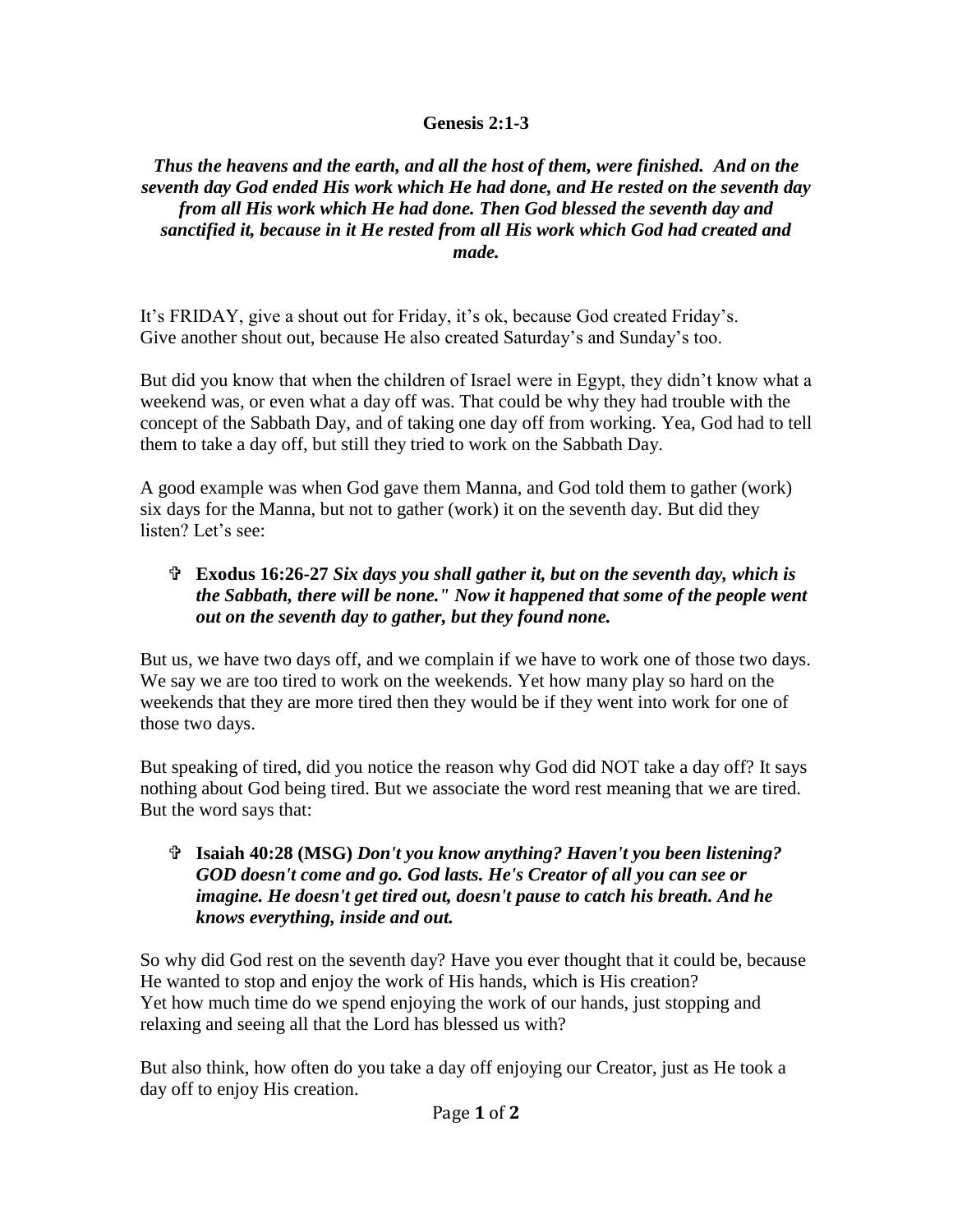**Genesis 2:1-3**

***Thus the heavens and the earth, and all the host of them, were finished. And on the seventh day God ended His work which He had done, and He rested on the seventh day from all His work which He had done. Then God blessed the seventh day and sanctified it, because in it He rested from all His work which God had created and made.***

It's FRIDAY, give a shout out for Friday, it's ok, because God created Friday's. Give another shout out, because He also created Saturday's and Sunday's too.

But did you know that when the children of Israel were in Egypt, they didn't know what a weekend was, or even what a day off was. That could be why they had trouble with the concept of the Sabbath Day, and of taking one day off from working. Yea, God had to tell them to take a day off, but still they tried to work on the Sabbath Day.

A good example was when God gave them Manna, and God told them to gather (work) six days for the Manna, but not to gather (work) it on the seventh day. But did they listen? Let's see:

- **Exodus 16:26-27** ***Six days you shall gather it, but on the seventh day, which is the Sabbath, there will be none." Now it happened that some of the people went out on the seventh day to gather, but they found none.***

But us, we have two days off, and we complain if we have to work one of those two days. We say we are too tired to work on the weekends. Yet how many play so hard on the weekends that they are more tired then they would be if they went into work for one of those two days.

But speaking of tired, did you notice the reason why God did NOT take a day off? It says nothing about God being tired. But we associate the word rest meaning that we are tired. But the word says that:

- **Isaiah 40:28 (MSG)** ***Don't you know anything? Haven't you been listening? GOD doesn't come and go. God lasts. He's Creator of all you can see or imagine. He doesn't get tired out, doesn't pause to catch his breath. And he knows everything, inside and out.***

So why did God rest on the seventh day? Have you ever thought that it could be, because He wanted to stop and enjoy the work of His hands, which is His creation? Yet how much time do we spend enjoying the work of our hands, just stopping and relaxing and seeing all that the Lord has blessed us with?

But also think, how often do you take a day off enjoying our Creator, just as He took a day off to enjoy His creation.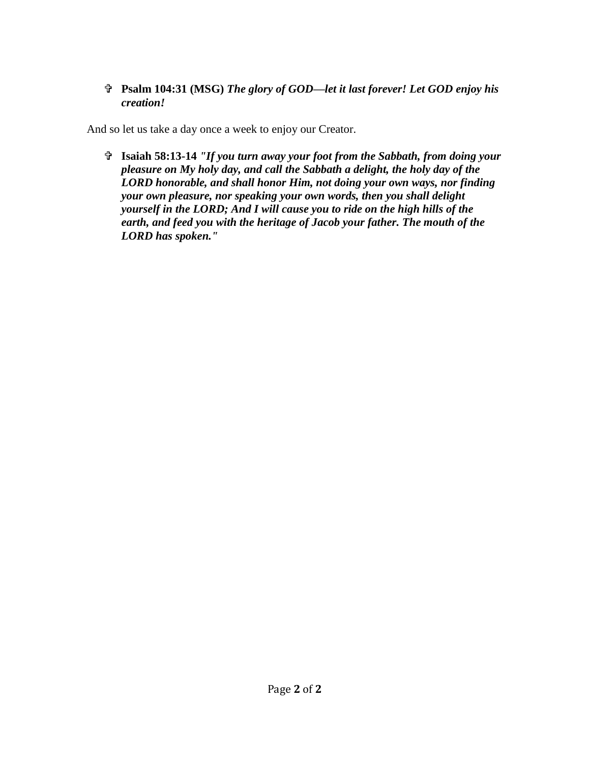- **Psalm 104:31 (MSG)** ***The glory of GOD—let it last forever! Let GOD enjoy his creation!***

And so let us take a day once a week to enjoy our Creator.

- **Isaiah 58:13-14** ***"If you turn away your foot from the Sabbath, from doing your pleasure on My holy day, and call the Sabbath a delight, the holy day of the LORD honorable, and shall honor Him, not doing your own ways, nor finding your own pleasure, nor speaking your own words, then you shall delight yourself in the LORD; And I will cause you to ride on the high hills of the earth, and feed you with the heritage of Jacob your father. The mouth of the LORD has spoken."***